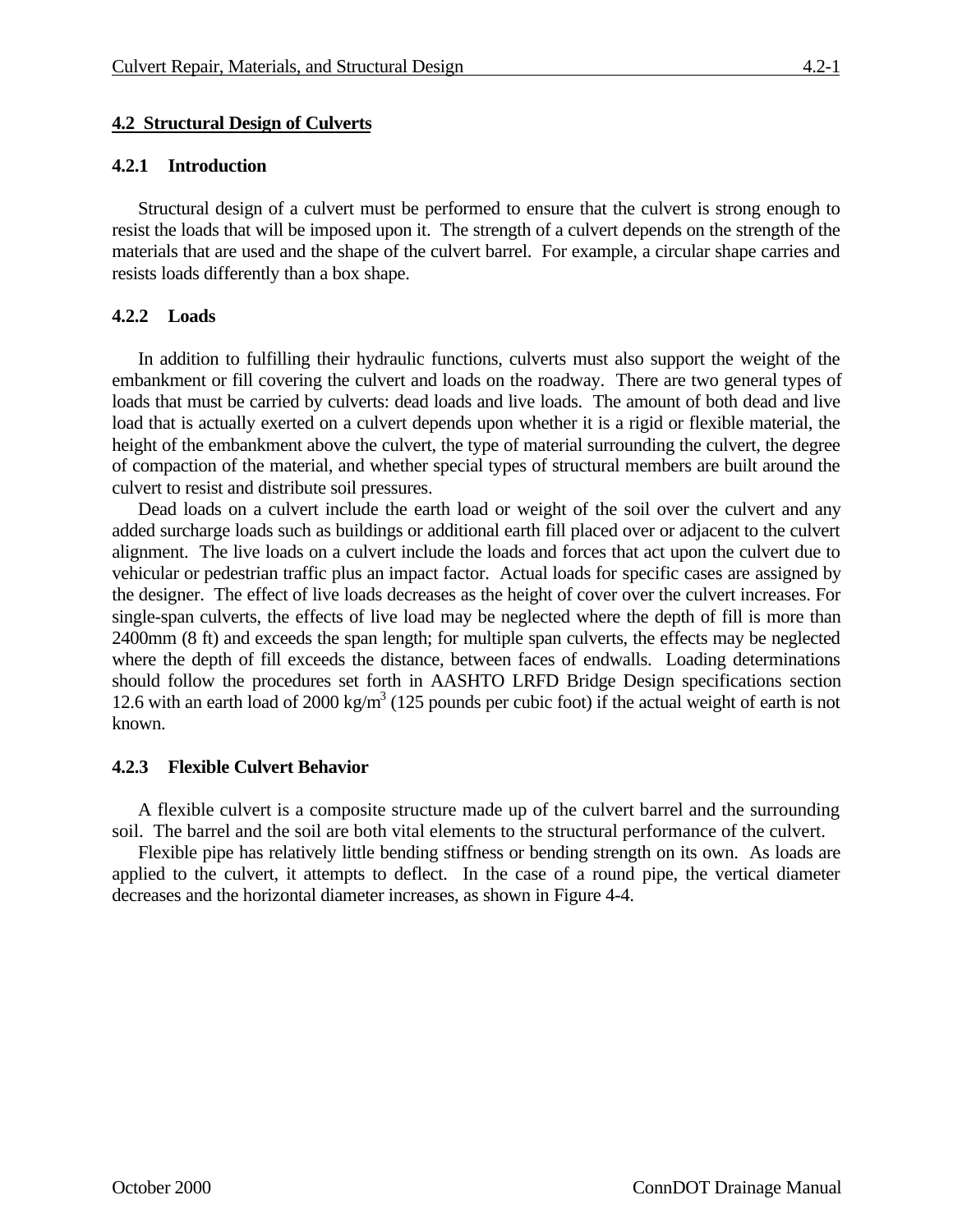## 4.2 Structural Design of Culverts

### 4.2.1 Introduction

Structural design of a culvert must be performed to ensure that the culvert is strong enough to resist the loads that will be imposed upon it. The strength of a culvert depends on the strength of the materials that are used and the shape of the culvert barrel. For example, a circular shape carries and resists loads differently than a box shape.

### 4.2.2 Loads

In addition to fulfilling their hydraulic functions, culverts must also support the weight of the embankment or fill covering the culvert and loads on the roadway. There are two general types of loads that must be carried by culverts: dead loads and live loads. The amount of both dead and live load that is actually exerted on a culvert depends upon whether it is a rigid or flexible material, the height of the embankment above the culvert, the type of material surrounding the culvert, the degree of compaction of the material, and whether special types of structural members are built around the culvert to resist and distribute soil pressures.

Dead loads on a culvert include the earth load or weight of the soil over the culvert and any added surcharge loads such as buildings or additional earth fill placed over or adjacent to the culvert alignment. The live loads on a culvert include the loads and forces that act upon the culvert due to vehicular or pedestrian traffic plus an impact factor. Actual loads for specific cases are assigned by the designer. The effect of live loads decreases as the height of cover over the culvert increases. For single-span culverts, the effects of live load may be neglected where the depth of fill is more than 2400mm (8 ft) and exceeds the span length; for multiple span culverts, the effects may be neglected where the depth of fill exceeds the distance, between faces of endwalls. Loading determinations should follow the procedures set forth in AASHTO LRFD Bridge Design specifications section 12.6 with an earth load of 2000 $kg/m^3$ (125 pounds per cubic foot) if the actual weight of earth is not known.

### 4.2.3 Flexible Culvert Behavior

A flexible culvert is a composite structure made up of the culvert barrel and the surrounding soil. The barrel and the soil are both vital elements to the structural performance of the culvert.

Flexible pipe has relatively little bending stiffness or bending strength on its own. As loads are applied to the culvert, it attempts to deflect. In the case of a round pipe, the vertical diameter decreases and the horizontal diameter increases, as shown in Figure 4-4.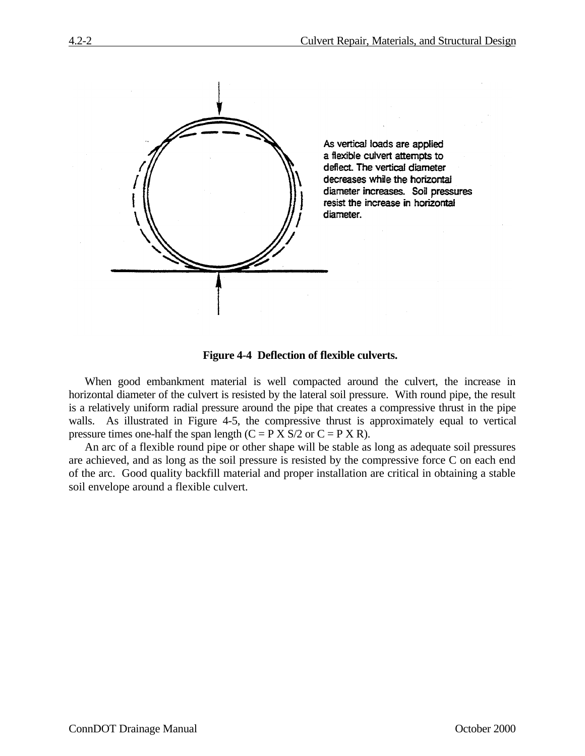As vertical loads are applied a flexible culvert attempts to deflect. The vertical diameter decreases while the horizontal diameter increases. Soil pressures resist the increase in horizontal diameter.

**Figure 4-4 Deflection of flexible culverts.**

When good embankment material is well compacted around the culvert, the increase in horizontal diameter of the culvert is resisted by the lateral soil pressure. With round pipe, the result is a relatively uniform radial pressure around the pipe that creates a compressive thrust in the pipe walls. As illustrated in Figure 4-5, the compressive thrust is approximately equal to vertical pressure times one-half the span length ($C = P \times S/2$ or $C = P \times R$).

An arc of a flexible round pipe or other shape will be stable as long as adequate soil pressures are achieved, and as long as the soil pressure is resisted by the compressive force C on each end of the arc. Good quality backfill material and proper installation are critical in obtaining a stable soil envelope around a flexible culvert.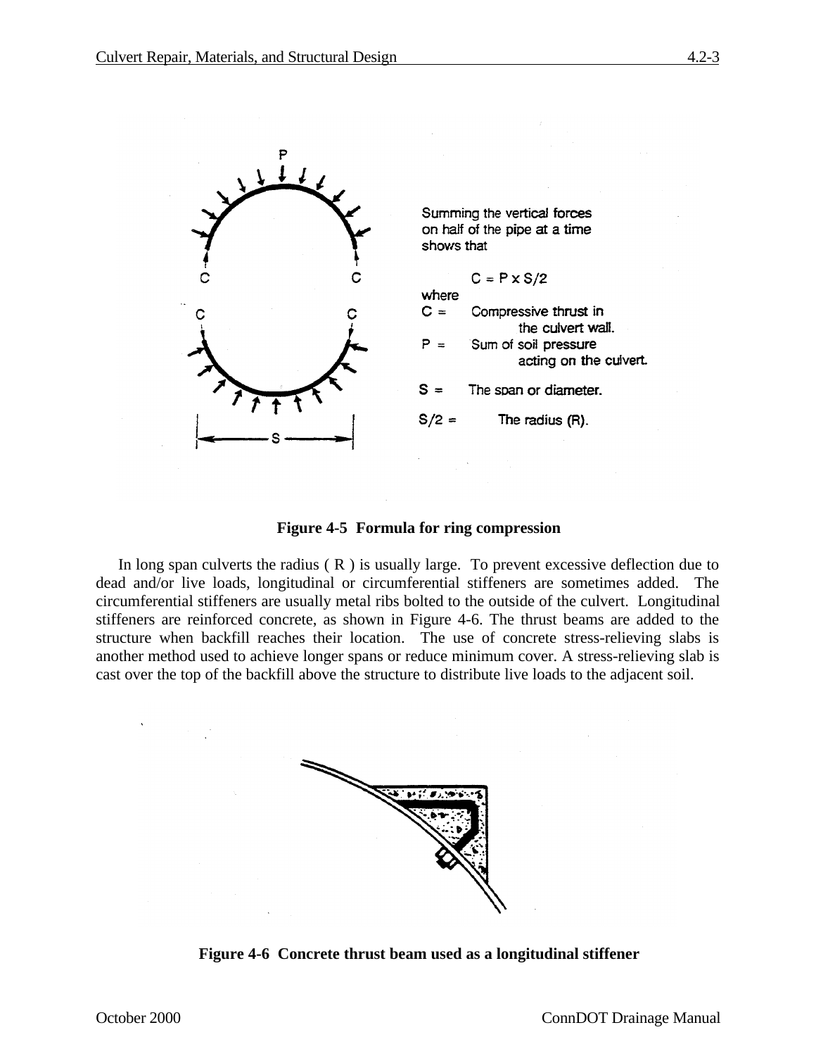Summing the vertical forces on half of the pipe at a time shows that

$$C = P \times S/2$$

where

$C$ = Compressive thrust in the culvert wall.

$P$ = Sum of soil pressure acting on the culvert.

$S$ = The span or diameter.

$S/2$ = The radius (R).

**Figure 4-5 Formula for ring compression**

In long span culverts the radius ( R ) is usually large. To prevent excessive deflection due to dead and/or live loads, longitudinal or circumferential stiffeners are sometimes added. The circumferential stiffeners are usually metal ribs bolted to the outside of the culvert. Longitudinal stiffeners are reinforced concrete, as shown in Figure 4-6. The thrust beams are added to the structure when backfill reaches their location. The use of concrete stress-relieving slabs is another method used to achieve longer spans or reduce minimum cover. A stress-relieving slab is cast over the top of the backfill above the structure to distribute live loads to the adjacent soil.

**Figure 4-6 Concrete thrust beam used as a longitudinal stiffener**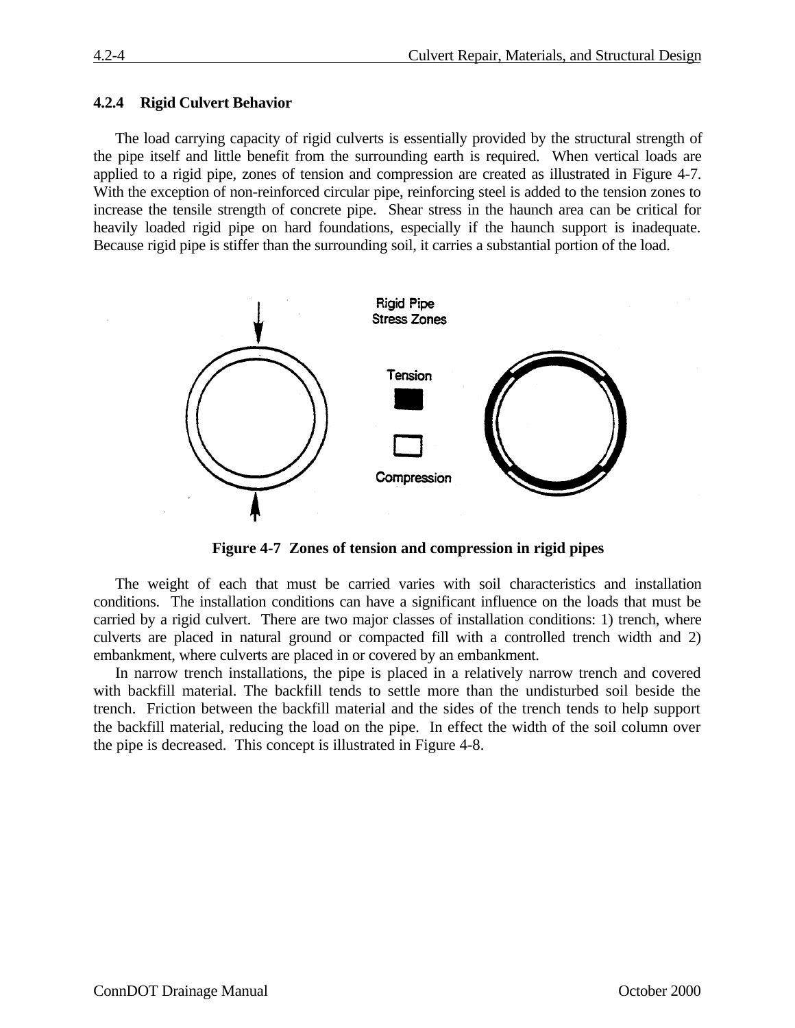### 4.2.4 Rigid Culvert Behavior

The load carrying capacity of rigid culverts is essentially provided by the structural strength of the pipe itself and little benefit from the surrounding earth is required. When vertical loads are applied to a rigid pipe, zones of tension and compression are created as illustrated in Figure 4-7. With the exception of non-reinforced circular pipe, reinforcing steel is added to the tension zones to increase the tensile strength of concrete pipe. Shear stress in the haunch area can be critical for heavily loaded rigid pipe on hard foundations, especially if the haunch support is inadequate. Because rigid pipe is stiffer than the surrounding soil, it carries a substantial portion of the load.

**Figure 4-7 Zones of tension and compression in rigid pipes**

The weight of each that must be carried varies with soil characteristics and installation conditions. The installation conditions can have a significant influence on the loads that must be carried by a rigid culvert. There are two major classes of installation conditions: 1) trench, where culverts are placed in natural ground or compacted fill with a controlled trench width and 2) embankment, where culverts are placed in or covered by an embankment.

In narrow trench installations, the pipe is placed in a relatively narrow trench and covered with backfill material. The backfill tends to settle more than the undisturbed soil beside the trench. Friction between the backfill material and the sides of the trench tends to help support the backfill material, reducing the load on the pipe. In effect the width of the soil column over the pipe is decreased. This concept is illustrated in Figure 4-8.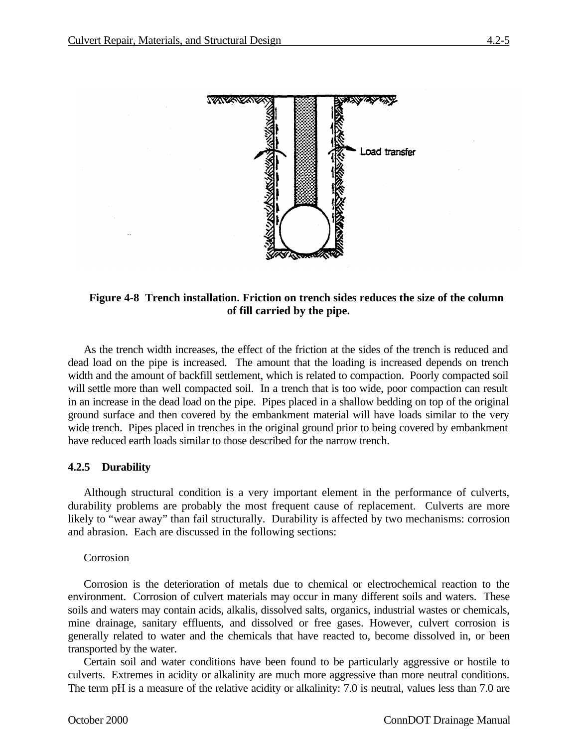**Figure 4-8 Trench installation. Friction on trench sides reduces the size of the column of fill carried by the pipe.**

As the trench width increases, the effect of the friction at the sides of the trench is reduced and dead load on the pipe is increased. The amount that the loading is increased depends on trench width and the amount of backfill settlement, which is related to compaction. Poorly compacted soil will settle more than well compacted soil. In a trench that is too wide, poor compaction can result in an increase in the dead load on the pipe. Pipes placed in a shallow bedding on top of the original ground surface and then covered by the embankment material will have loads similar to the very wide trench. Pipes placed in trenches in the original ground prior to being covered by embankment have reduced earth loads similar to those described for the narrow trench.

### 4.2.5 Durability

Although structural condition is a very important element in the performance of culverts, durability problems are probably the most frequent cause of replacement. Culverts are more likely to "wear away" than fail structurally. Durability is affected by two mechanisms: corrosion and abrasion. Each are discussed in the following sections:

Corrosion

Corrosion is the deterioration of metals due to chemical or electrochemical reaction to the environment. Corrosion of culvert materials may occur in many different soils and waters. These soils and waters may contain acids, alkalis, dissolved salts, organics, industrial wastes or chemicals, mine drainage, sanitary effluents, and dissolved or free gases. However, culvert corrosion is generally related to water and the chemicals that have reacted to, become dissolved in, or been transported by the water.

Certain soil and water conditions have been found to be particularly aggressive or hostile to culverts. Extremes in acidity or alkalinity are much more aggressive than more neutral conditions. The term pH is a measure of the relative acidity or alkalinity: 7.0 is neutral, values less than 7.0 are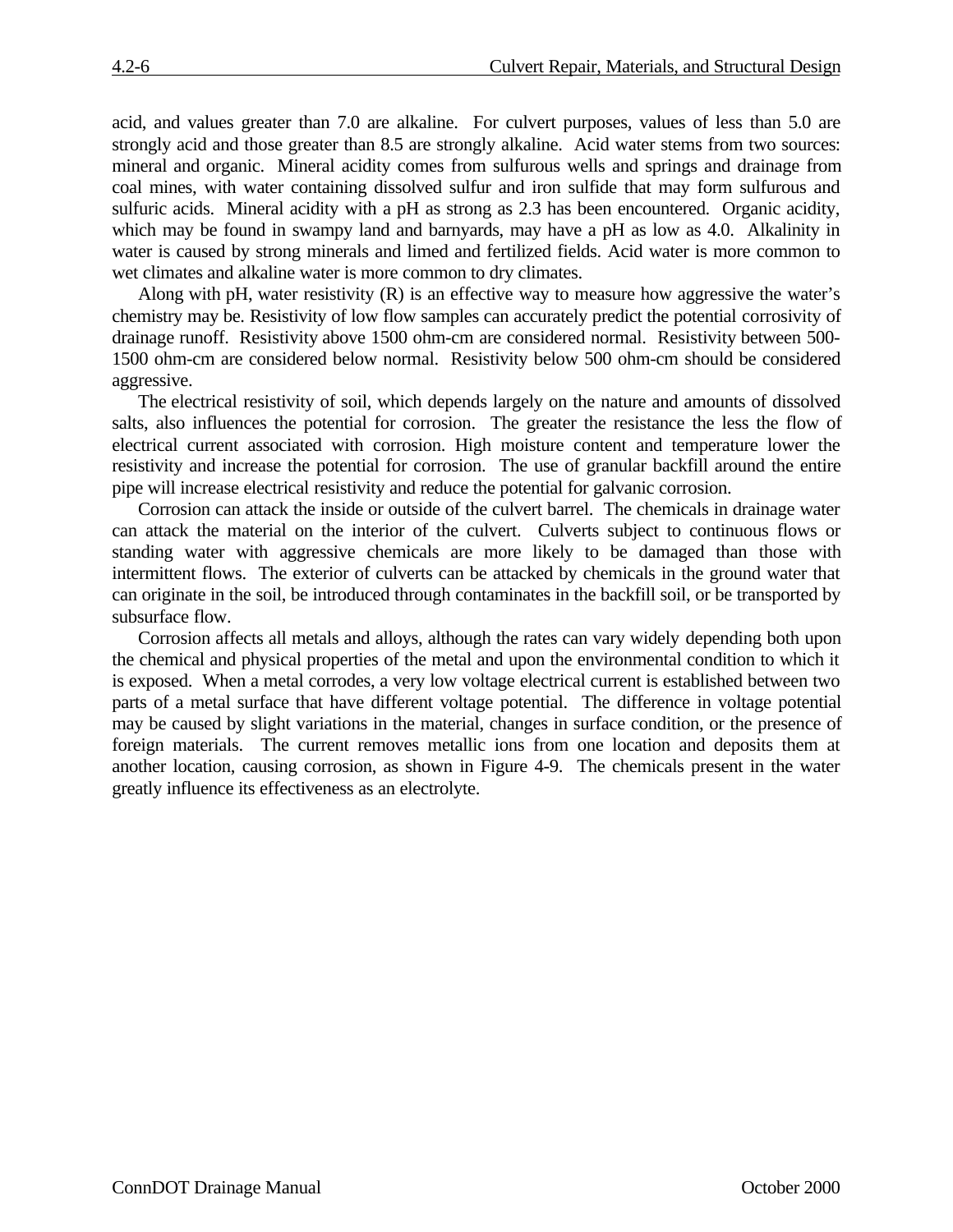acid, and values greater than 7.0 are alkaline. For culvert purposes, values of less than 5.0 are strongly acid and those greater than 8.5 are strongly alkaline. Acid water stems from two sources: mineral and organic. Mineral acidity comes from sulfurous wells and springs and drainage from coal mines, with water containing dissolved sulfur and iron sulfide that may form sulfurous and sulfuric acids. Mineral acidity with a pH as strong as 2.3 has been encountered. Organic acidity, which may be found in swampy land and barnyards, may have a pH as low as 4.0. Alkalinity in water is caused by strong minerals and limed and fertilized fields. Acid water is more common to wet climates and alkaline water is more common to dry climates.

Along with pH, water resistivity (R) is an effective way to measure how aggressive the water's chemistry may be. Resistivity of low flow samples can accurately predict the potential corrosivity of drainage runoff. Resistivity above 1500 ohm-cm are considered normal. Resistivity between 500-1500 ohm-cm are considered below normal. Resistivity below 500 ohm-cm should be considered aggressive.

The electrical resistivity of soil, which depends largely on the nature and amounts of dissolved salts, also influences the potential for corrosion. The greater the resistance the less the flow of electrical current associated with corrosion. High moisture content and temperature lower the resistivity and increase the potential for corrosion. The use of granular backfill around the entire pipe will increase electrical resistivity and reduce the potential for galvanic corrosion.

Corrosion can attack the inside or outside of the culvert barrel. The chemicals in drainage water can attack the material on the interior of the culvert. Culverts subject to continuous flows or standing water with aggressive chemicals are more likely to be damaged than those with intermittent flows. The exterior of culverts can be attacked by chemicals in the ground water that can originate in the soil, be introduced through contaminates in the backfill soil, or be transported by subsurface flow.

Corrosion affects all metals and alloys, although the rates can vary widely depending both upon the chemical and physical properties of the metal and upon the environmental condition to which it is exposed. When a metal corrodes, a very low voltage electrical current is established between two parts of a metal surface that have different voltage potential. The difference in voltage potential may be caused by slight variations in the material, changes in surface condition, or the presence of foreign materials. The current removes metallic ions from one location and deposits them at another location, causing corrosion, as shown in Figure 4-9. The chemicals present in the water greatly influence its effectiveness as an electrolyte.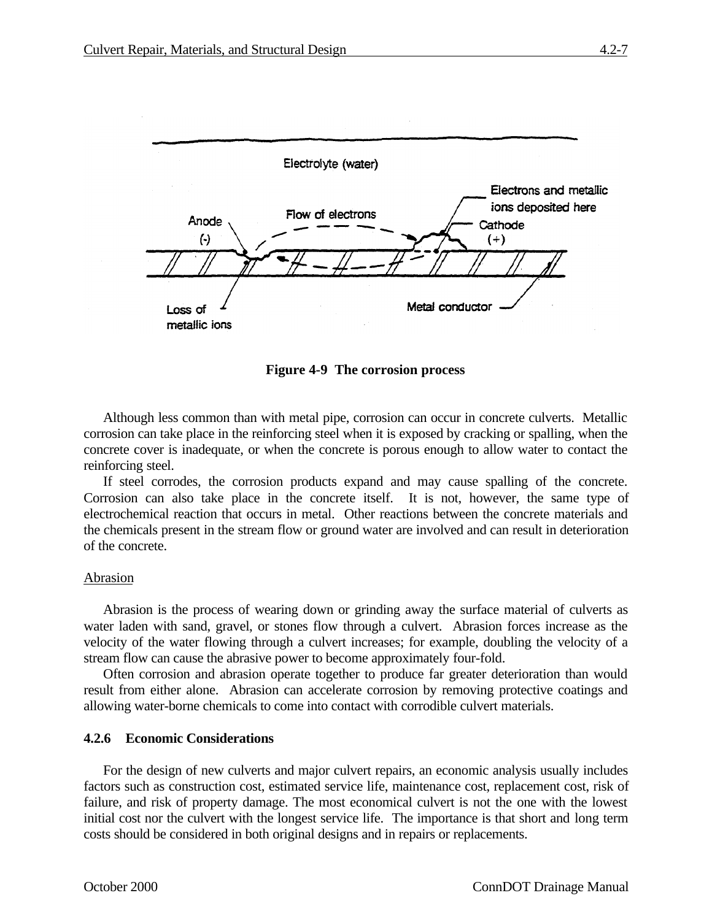Figure 4-9  The corrosion process

Although less common than with metal pipe, corrosion can occur in concrete culverts. Metallic corrosion can take place in the reinforcing steel when it is exposed by cracking or spalling, when the concrete cover is inadequate, or when the concrete is porous enough to allow water to contact the reinforcing steel.

If steel corrodes, the corrosion products expand and may cause spalling of the concrete. Corrosion can also take place in the concrete itself. It is not, however, the same type of electrochemical reaction that occurs in metal. Other reactions between the concrete materials and the chemicals present in the stream flow or ground water are involved and can result in deterioration of the concrete.

Abrasion

Abrasion is the process of wearing down or grinding away the surface material of culverts as water laden with sand, gravel, or stones flow through a culvert. Abrasion forces increase as the velocity of the water flowing through a culvert increases; for example, doubling the velocity of a stream flow can cause the abrasive power to become approximately four-fold.

Often corrosion and abrasion operate together to produce far greater deterioration than would result from either alone. Abrasion can accelerate corrosion by removing protective coatings and allowing water-borne chemicals to come into contact with corrodible culvert materials.

### 4.2.6 Economic Considerations

For the design of new culverts and major culvert repairs, an economic analysis usually includes factors such as construction cost, estimated service life, maintenance cost, replacement cost, risk of failure, and risk of property damage. The most economical culvert is not the one with the lowest initial cost nor the culvert with the longest service life. The importance is that short and long term costs should be considered in both original designs and in repairs or replacements.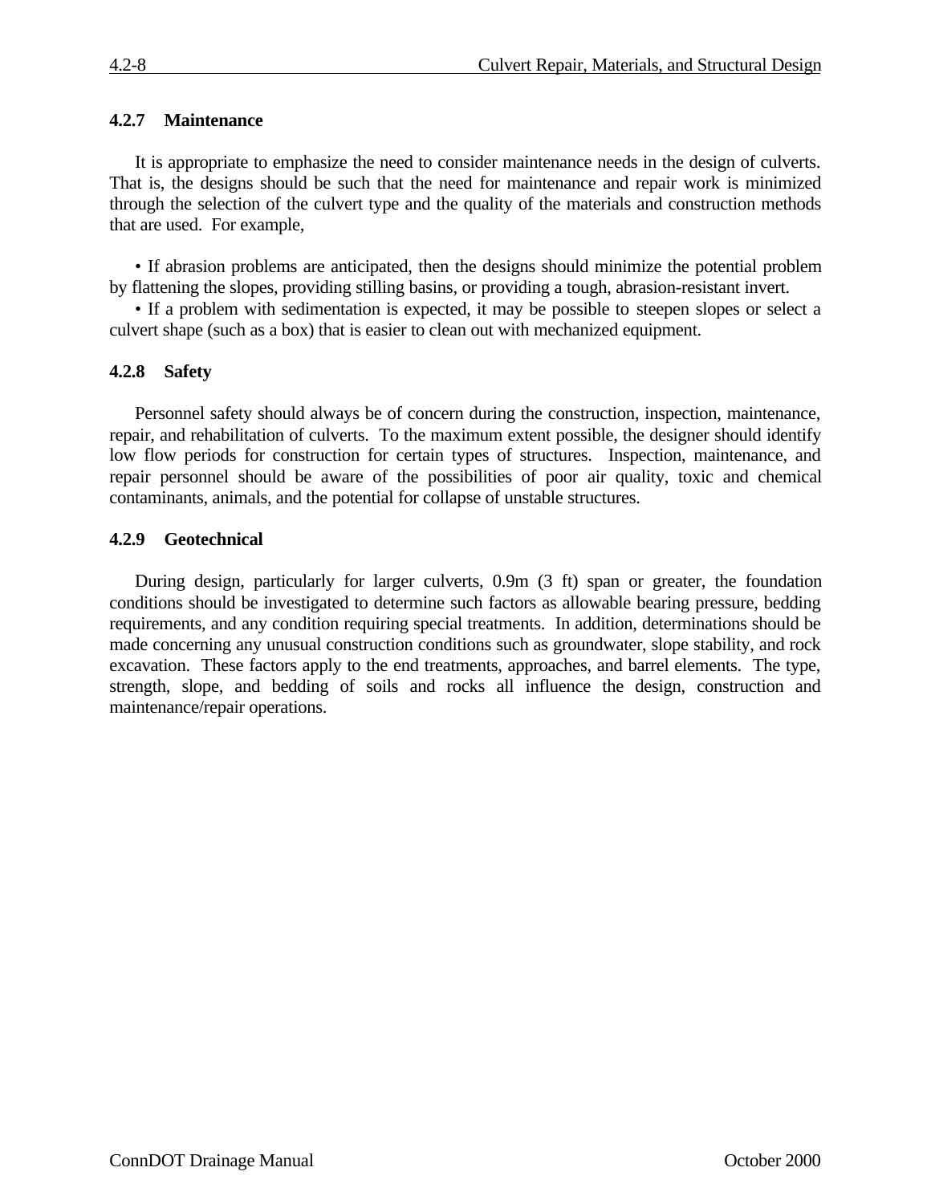### 4.2.7 Maintenance

It is appropriate to emphasize the need to consider maintenance needs in the design of culverts. That is, the designs should be such that the need for maintenance and repair work is minimized through the selection of the culvert type and the quality of the materials and construction methods that are used. For example,

- If abrasion problems are anticipated, then the designs should minimize the potential problem by flattening the slopes, providing stilling basins, or providing a tough, abrasion-resistant invert.
- If a problem with sedimentation is expected, it may be possible to steepen slopes or select a culvert shape (such as a box) that is easier to clean out with mechanized equipment.

### 4.2.8 Safety

Personnel safety should always be of concern during the construction, inspection, maintenance, repair, and rehabilitation of culverts. To the maximum extent possible, the designer should identify low flow periods for construction for certain types of structures. Inspection, maintenance, and repair personnel should be aware of the possibilities of poor air quality, toxic and chemical contaminants, animals, and the potential for collapse of unstable structures.

### 4.2.9 Geotechnical

During design, particularly for larger culverts, 0.9m (3 ft) span or greater, the foundation conditions should be investigated to determine such factors as allowable bearing pressure, bedding requirements, and any condition requiring special treatments. In addition, determinations should be made concerning any unusual construction conditions such as groundwater, slope stability, and rock excavation. These factors apply to the end treatments, approaches, and barrel elements. The type, strength, slope, and bedding of soils and rocks all influence the design, construction and maintenance/repair operations.